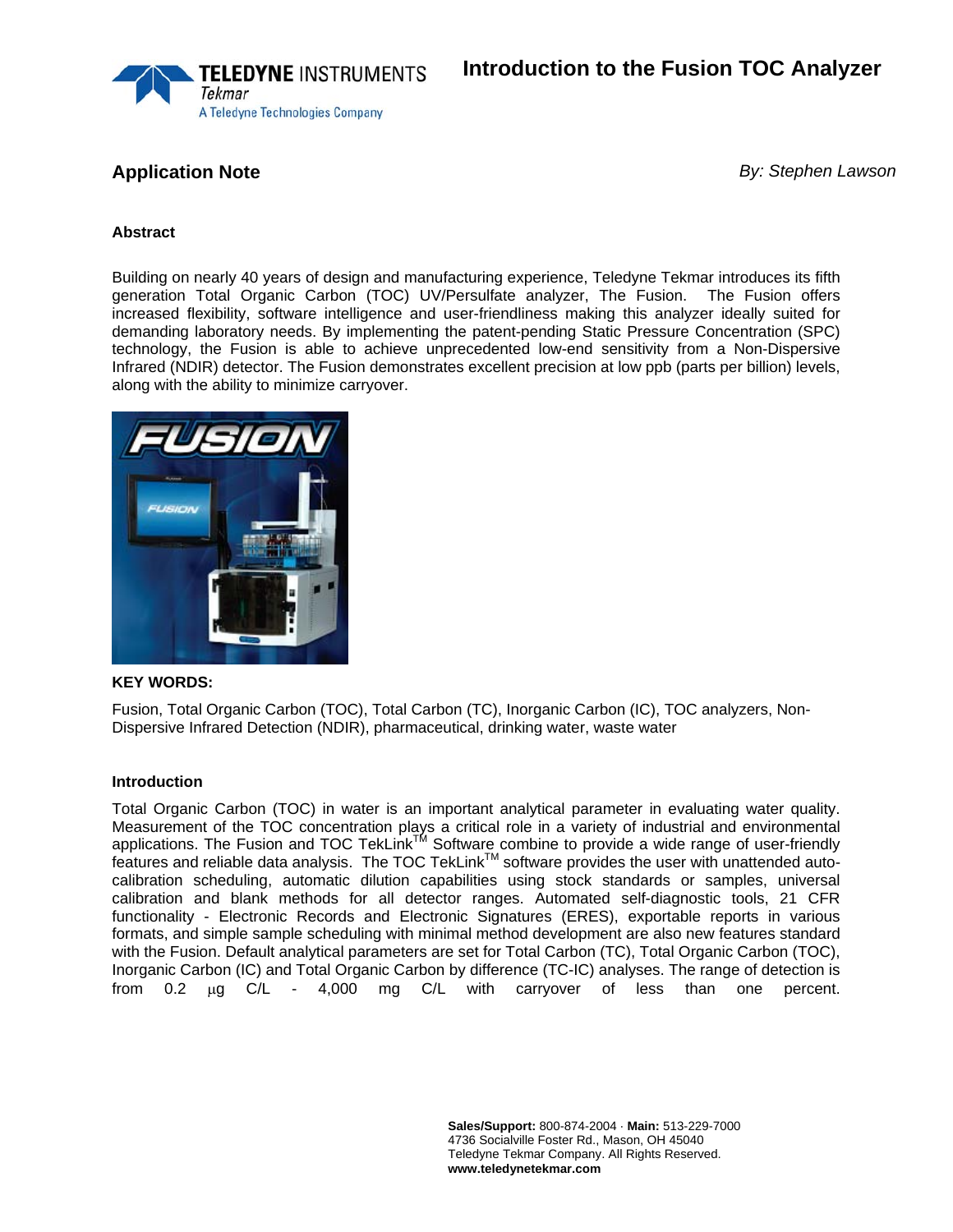# Introduction to the Fusion TOC Analyzer

## Application Note

*By: Stephen Lawson*

### Abstract

Building on nearly 40 years of design and manufacturing experience, Teledyne Tekmar introduces its fifth generation Total Organic Carbon (TOC) UV/Persulfate analyzer, The Fusion. The Fusion offers increased flexibility, software intelligence and user-friendliness making this analyzer ideally suited for demanding laboratory needs. By implementing the patent-pending Static Pressure Concentration (SPC) technology, the Fusion is able to achieve unprecedented low-end sensitivity from a Non-Dispersive Infrared (NDIR) detector. The Fusion demonstrates excellent precision at low ppb (parts per billion) levels, along with the ability to minimize carryover.

**KEY WORDS:**

Fusion, Total Organic Carbon (TOC), Total Carbon (TC), Inorganic Carbon (IC), TOC analyzers, Non-Dispersive Infrared Detection (NDIR), pharmaceutical, drinking water, waste water

### Introduction

Total Organic Carbon (TOC) in water is an important analytical parameter in evaluating water quality. Measurement of the TOC concentration plays a critical role in a variety of industrial and environmental applications. The Fusion and TOC TekLink™ Software combine to provide a wide range of user-friendly features and reliable data analysis. The TOC TekLink™ software provides the user with unattended auto-calibration scheduling, automatic dilution capabilities using stock standards or samples, universal calibration and blank methods for all detector ranges. Automated self-diagnostic tools, 21 CFR functionality - Electronic Records and Electronic Signatures (ERES), exportable reports in various formats, and simple sample scheduling with minimal method development are also new features standard with the Fusion. Default analytical parameters are set for Total Carbon (TC), Total Organic Carbon (TOC), Inorganic Carbon (IC) and Total Organic Carbon by difference (TC-IC) analyses. The range of detection is from 0.2 µg C/L - 4,000 mg C/L with carryover of less than one percent.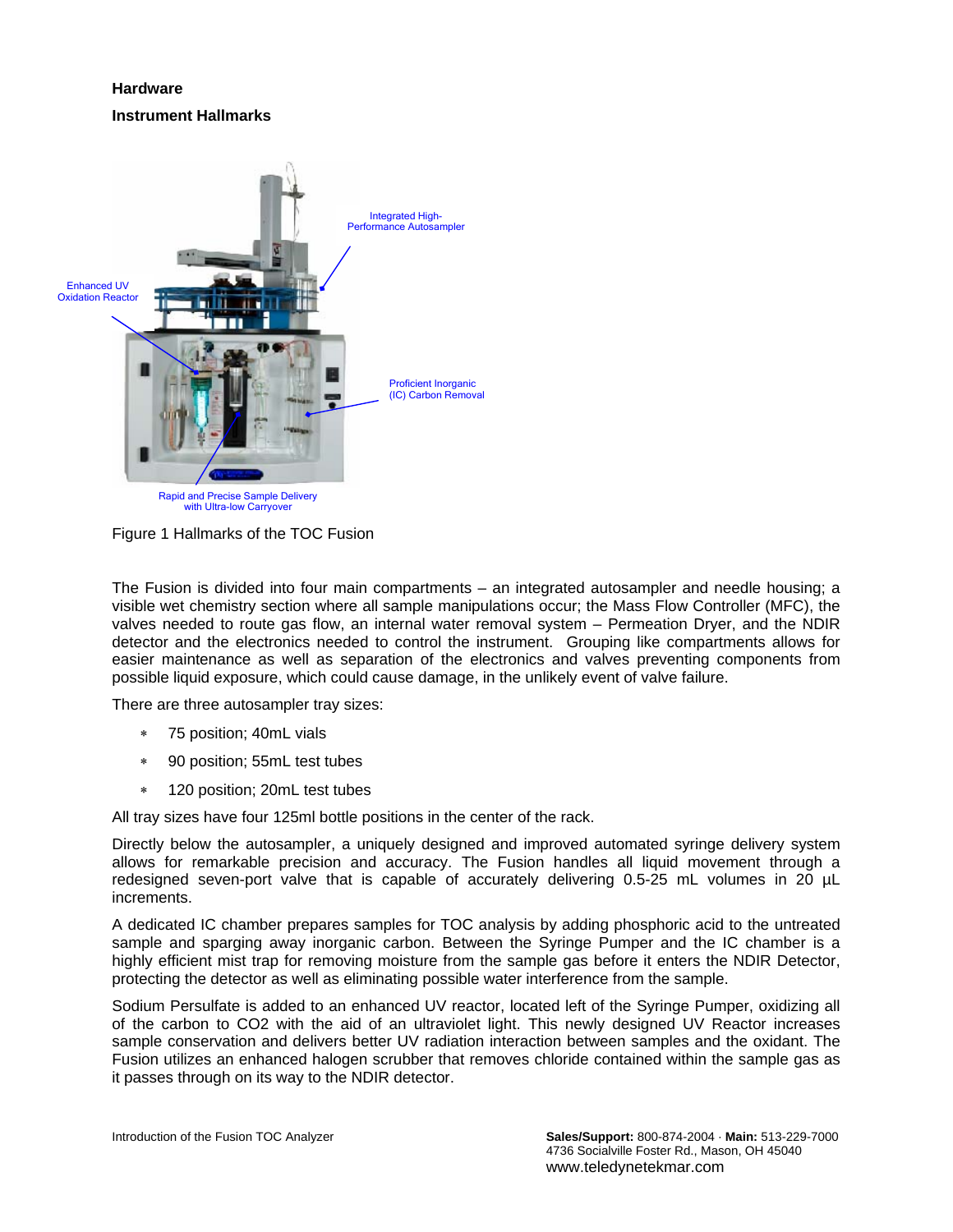**Hardware**

**Instrument Hallmarks**

Integrated High-Performance Autosampler

Enhanced UV Oxidation Reactor

Proficient Inorganic (IC) Carbon Removal

Rapid and Precise Sample Delivery with Ultra-low Carryover

Figure 1 Hallmarks of the TOC Fusion

The Fusion is divided into four main compartments – an integrated autosampler and needle housing; a visible wet chemistry section where all sample manipulations occur; the Mass Flow Controller (MFC), the valves needed to route gas flow, an internal water removal system – Permeation Dryer, and the NDIR detector and the electronics needed to control the instrument. Grouping like compartments allows for easier maintenance as well as separation of the electronics and valves preventing components from possible liquid exposure, which could cause damage, in the unlikely event of valve failure.

There are three autosampler tray sizes:

* 75 position; 40mL vials
* 90 position; 55mL test tubes
* 120 position; 20mL test tubes

All tray sizes have four 125ml bottle positions in the center of the rack.

Directly below the autosampler, a uniquely designed and improved automated syringe delivery system allows for remarkable precision and accuracy. The Fusion handles all liquid movement through a redesigned seven-port valve that is capable of accurately delivering 0.5-25 mL volumes in 20 µL increments.

A dedicated IC chamber prepares samples for TOC analysis by adding phosphoric acid to the untreated sample and sparging away inorganic carbon. Between the Syringe Pumper and the IC chamber is a highly efficient mist trap for removing moisture from the sample gas before it enters the NDIR Detector, protecting the detector as well as eliminating possible water interference from the sample.

Sodium Persulfate is added to an enhanced UV reactor, located left of the Syringe Pumper, oxidizing all of the carbon to $CO_2$ with the aid of an ultraviolet light. This newly designed UV Reactor increases sample conservation and delivers better UV radiation interaction between samples and the oxidant. The Fusion utilizes an enhanced halogen scrubber that removes chloride contained within the sample gas as it passes through on its way to the NDIR detector.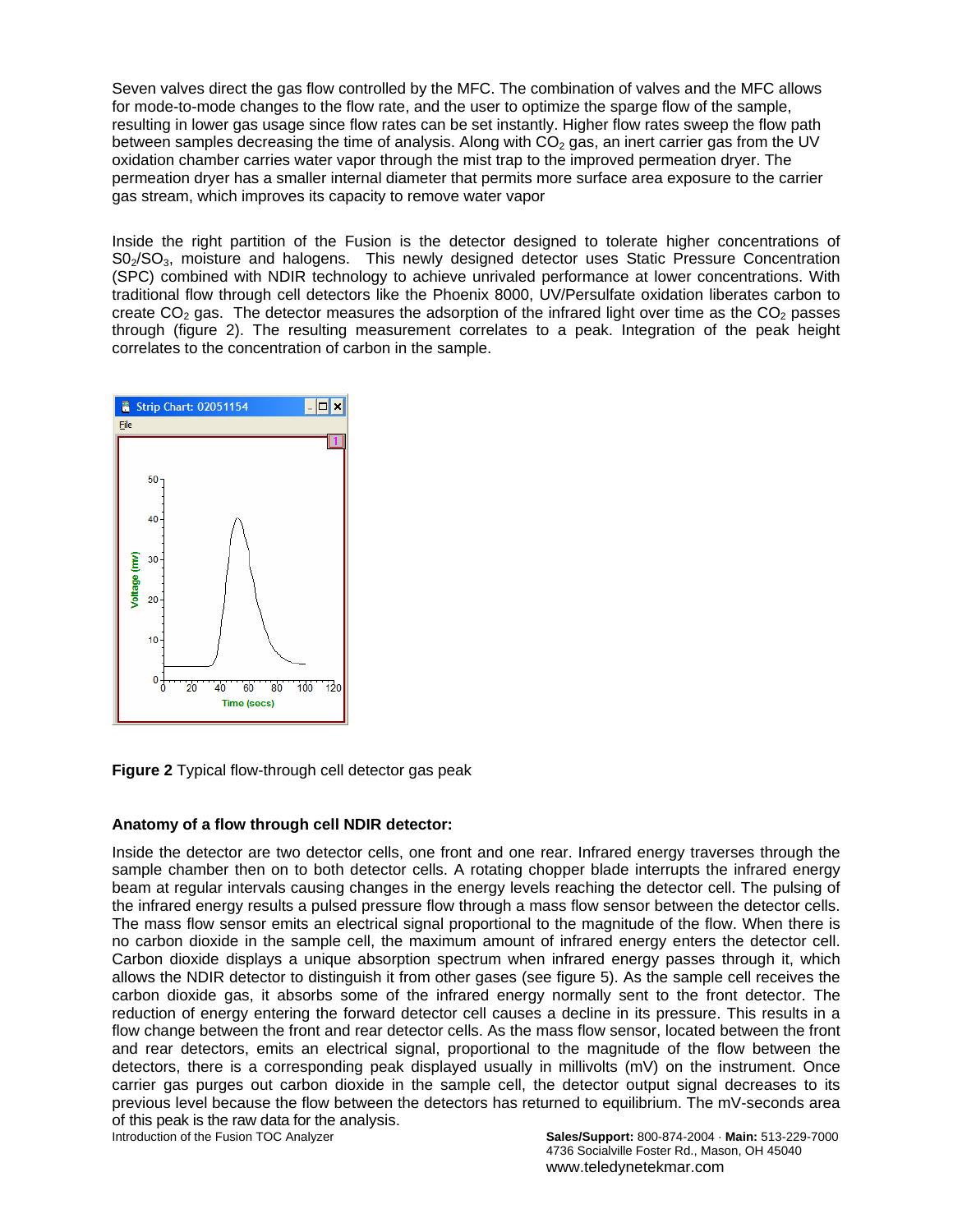Seven valves direct the gas flow controlled by the MFC. The combination of valves and the MFC allows for mode-to-mode changes to the flow rate, and the user to optimize the sparge flow of the sample, resulting in lower gas usage since flow rates can be set instantly. Higher flow rates sweep the flow path between samples decreasing the time of analysis. Along with $CO_2$ gas, an inert carrier gas from the UV oxidation chamber carries water vapor through the mist trap to the improved permeation dryer. The permeation dryer has a smaller internal diameter that permits more surface area exposure to the carrier gas stream, which improves its capacity to remove water vapor

Inside the right partition of the Fusion is the detector designed to tolerate higher concentrations of $S0_2/SO_3$, moisture and halogens. This newly designed detector uses Static Pressure Concentration (SPC) combined with NDIR technology to achieve unrivaled performance at lower concentrations. With traditional flow through cell detectors like the Phoenix 8000, UV/Persulfate oxidation liberates carbon to create $CO_2$ gas. The detector measures the adsorption of the infrared light over time as the $CO_2$ passes through (figure 2). The resulting measurement correlates to a peak. Integration of the peak height correlates to the concentration of carbon in the sample.

**Figure 2** Typical flow-through cell detector gas peak

### Anatomy of a flow through cell NDIR detector:

Inside the detector are two detector cells, one front and one rear. Infrared energy traverses through the sample chamber then on to both detector cells. A rotating chopper blade interrupts the infrared energy beam at regular intervals causing changes in the energy levels reaching the detector cell. The pulsing of the infrared energy results a pulsed pressure flow through a mass flow sensor between the detector cells. The mass flow sensor emits an electrical signal proportional to the magnitude of the flow. When there is no carbon dioxide in the sample cell, the maximum amount of infrared energy enters the detector cell. Carbon dioxide displays a unique absorption spectrum when infrared energy passes through it, which allows the NDIR detector to distinguish it from other gases (see figure 5). As the sample cell receives the carbon dioxide gas, it absorbs some of the infrared energy normally sent to the front detector. The reduction of energy entering the forward detector cell causes a decline in its pressure. This results in a flow change between the front and rear detector cells. As the mass flow sensor, located between the front and rear detectors, emits an electrical signal, proportional to the magnitude of the flow between the detectors, there is a corresponding peak displayed usually in millivolts (mV) on the instrument. Once carrier gas purges out carbon dioxide in the sample cell, the detector output signal decreases to its previous level because the flow between the detectors has returned to equilibrium. The mV-seconds area of this peak is the raw data for the analysis.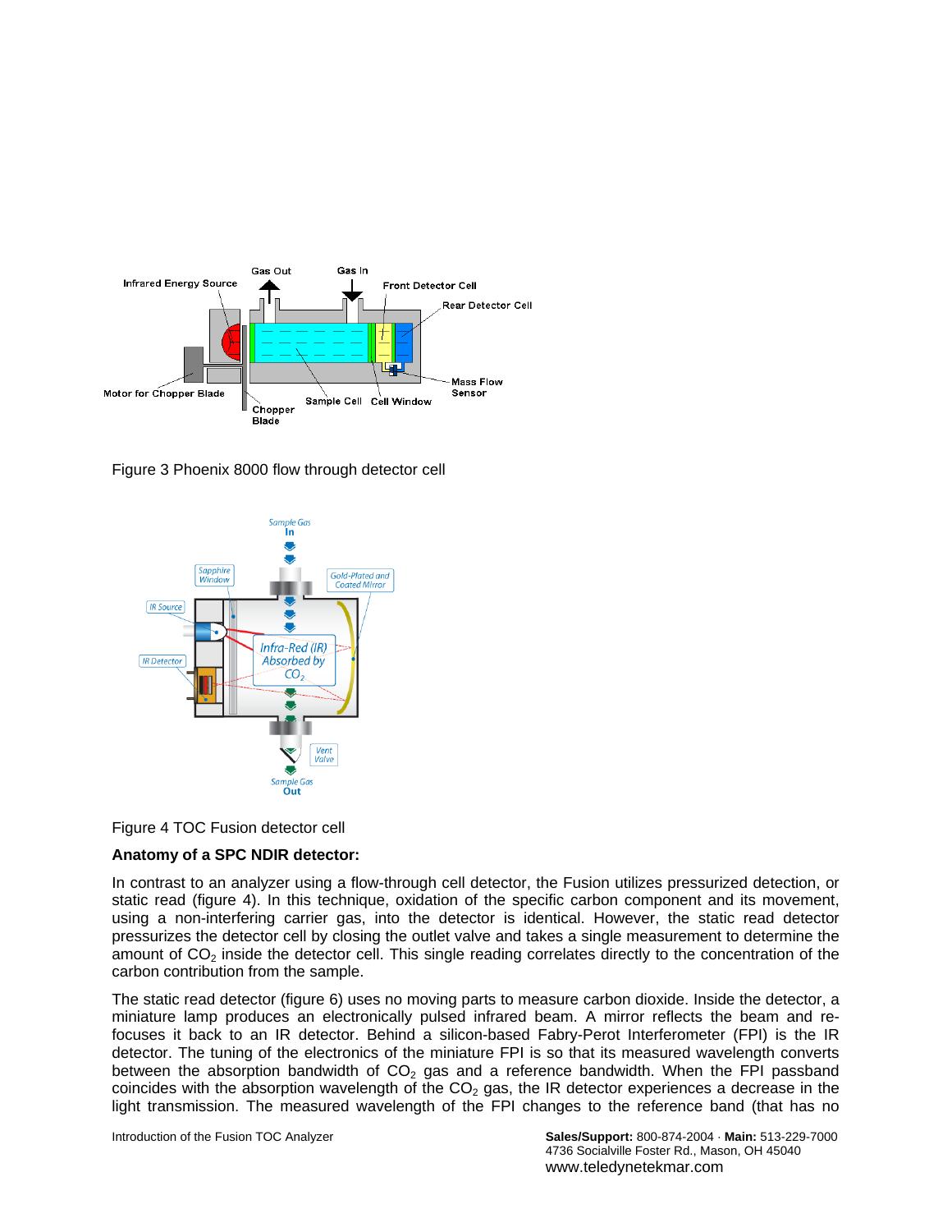Figure 3 Phoenix 8000 flow through detector cell

Figure 4 TOC Fusion detector cell

**Anatomy of a SPC NDIR detector:**

In contrast to an analyzer using a flow-through cell detector, the Fusion utilizes pressurized detection, or static read (figure 4). In this technique, oxidation of the specific carbon component and its movement, using a non-interfering carrier gas, into the detector is identical. However, the static read detector pressurizes the detector cell by closing the outlet valve and takes a single measurement to determine the amount of $CO_2$ inside the detector cell. This single reading correlates directly to the concentration of the carbon contribution from the sample.

The static read detector (figure 6) uses no moving parts to measure carbon dioxide. Inside the detector, a miniature lamp produces an electronically pulsed infrared beam. A mirror reflects the beam and re-focuses it back to an IR detector. Behind a silicon-based Fabry-Perot Interferometer (FPI) is the IR detector. The tuning of the electronics of the miniature FPI is so that its measured wavelength converts between the absorption bandwidth of $CO_2$ gas and a reference bandwidth. When the FPI passband coincides with the absorption wavelength of the $CO_2$ gas, the IR detector experiences a decrease in the light transmission. The measured wavelength of the FPI changes to the reference band (that has no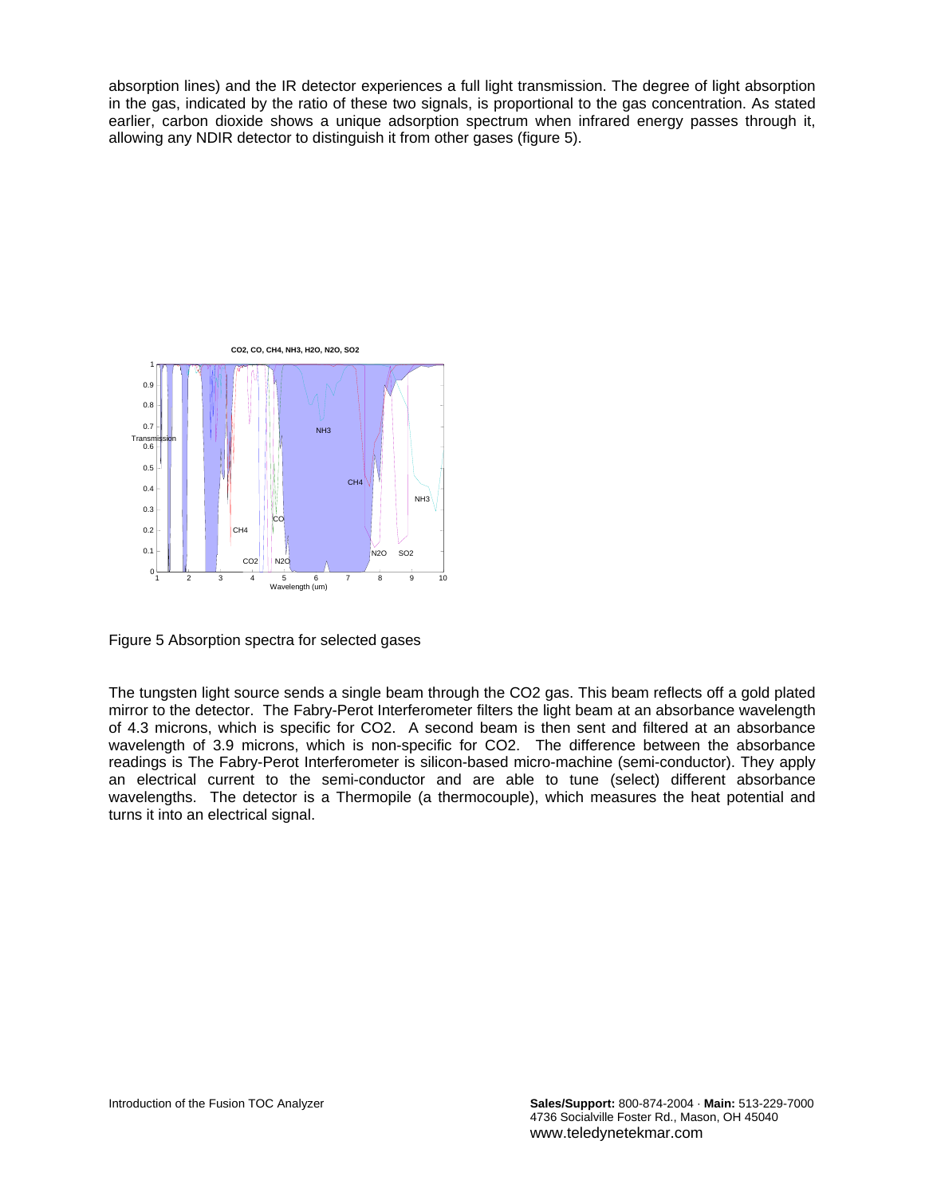absorption lines) and the IR detector experiences a full light transmission. The degree of light absorption in the gas, indicated by the ratio of these two signals, is proportional to the gas concentration. As stated earlier, carbon dioxide shows a unique adsorption spectrum when infrared energy passes through it, allowing any NDIR detector to distinguish it from other gases (figure 5).

Figure 5 Absorption spectra for selected gases

The tungsten light source sends a single beam through the $CO_2$ gas. This beam reflects off a gold plated mirror to the detector. The Fabry-Perot Interferometer filters the light beam at an absorbance wavelength of 4.3 microns, which is specific for $CO_2$. A second beam is then sent and filtered at an absorbance wavelength of 3.9 microns, which is non-specific for $CO_2$. The difference between the absorbance readings is The Fabry-Perot Interferometer is silicon-based micro-machine (semi-conductor). They apply an electrical current to the semi-conductor and are able to tune (select) different absorbance wavelengths. The detector is a Thermopile (a thermocouple), which measures the heat potential and turns it into an electrical signal.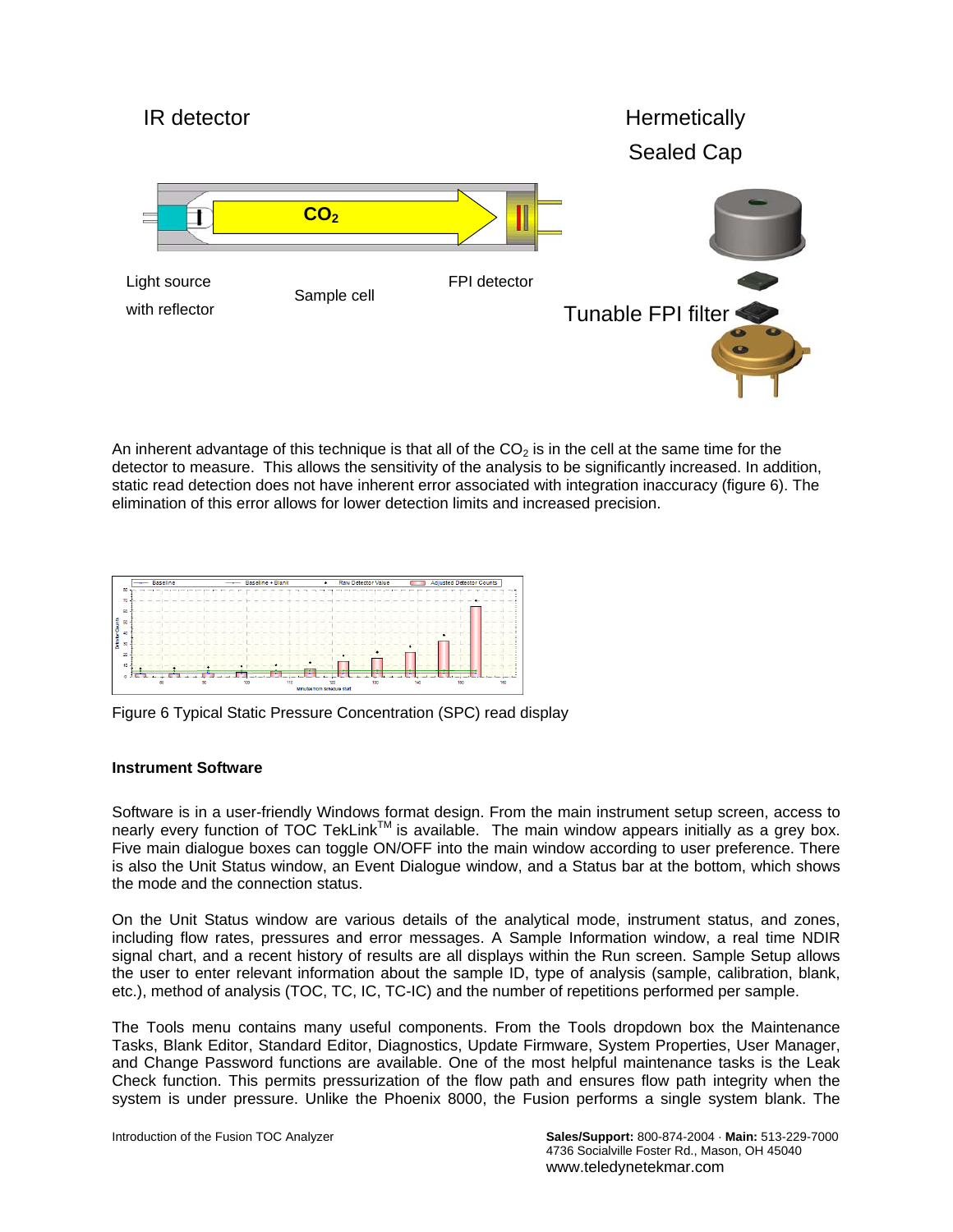IR detector

Hermetically Sealed Cap

Light source with reflector

Sample cell

FPI detector

Tunable FPI filter

An inherent advantage of this technique is that all of the $CO_2$ is in the cell at the same time for the detector to measure. This allows the sensitivity of the analysis to be significantly increased. In addition, static read detection does not have inherent error associated with integration inaccuracy (figure 6). The elimination of this error allows for lower detection limits and increased precision.

Figure 6 Typical Static Pressure Concentration (SPC) read display

**Instrument Software**

Software is in a user-friendly Windows format design. From the main instrument setup screen, access to nearly every function of TOC TekLink™ is available. The main window appears initially as a grey box. Five main dialogue boxes can toggle ON/OFF into the main window according to user preference. There is also the Unit Status window, an Event Dialogue window, and a Status bar at the bottom, which shows the mode and the connection status.

On the Unit Status window are various details of the analytical mode, instrument status, and zones, including flow rates, pressures and error messages. A Sample Information window, a real time NDIR signal chart, and a recent history of results are all displays within the Run screen. Sample Setup allows the user to enter relevant information about the sample ID, type of analysis (sample, calibration, blank, etc.), method of analysis (TOC, TC, IC, TC-IC) and the number of repetitions performed per sample.

The Tools menu contains many useful components. From the Tools dropdown box the Maintenance Tasks, Blank Editor, Standard Editor, Diagnostics, Update Firmware, System Properties, User Manager, and Change Password functions are available. One of the most helpful maintenance tasks is the Leak Check function. This permits pressurization of the flow path and ensures flow path integrity when the system is under pressure. Unlike the Phoenix 8000, the Fusion performs a single system blank. The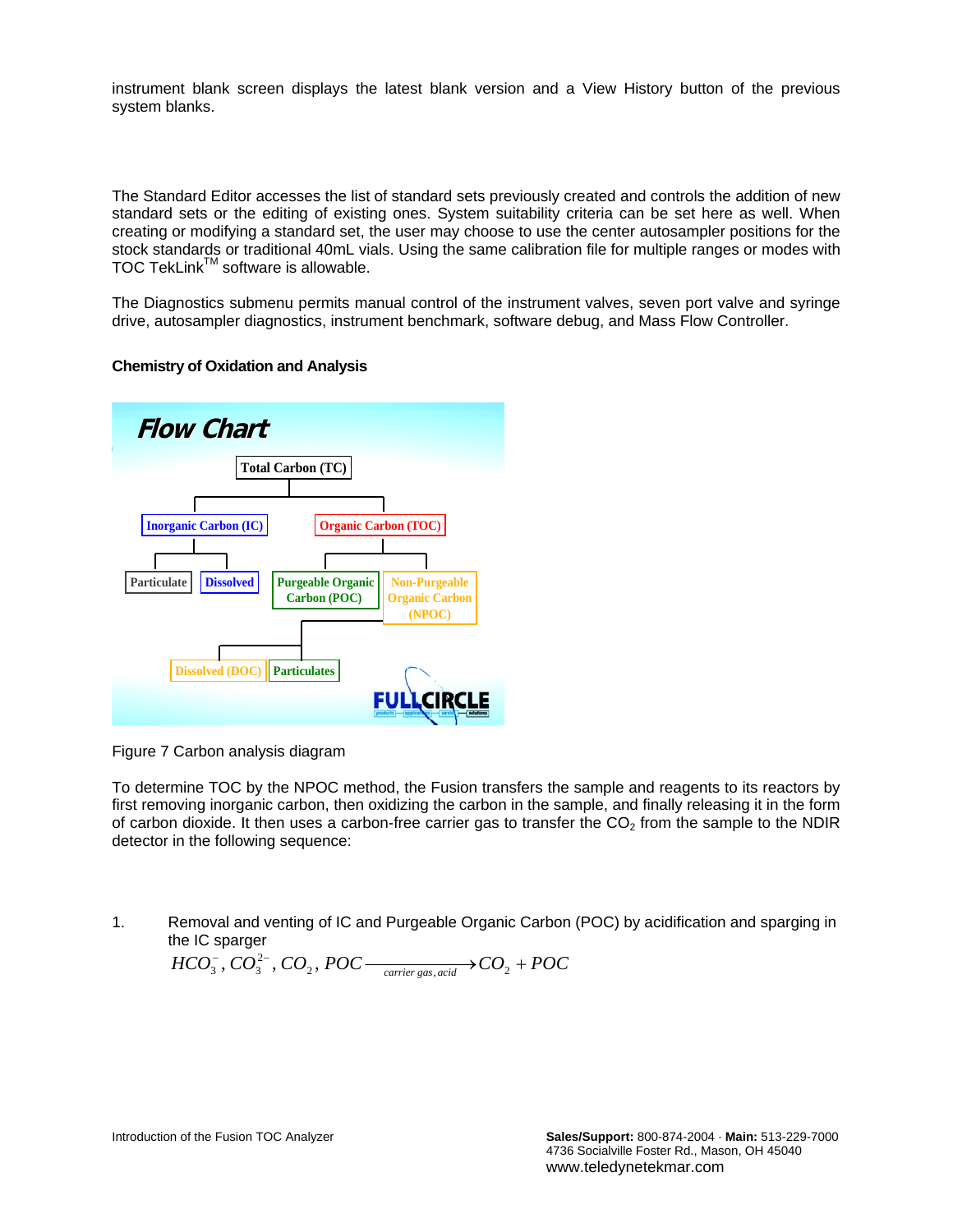instrument blank screen displays the latest blank version and a View History button of the previous system blanks.

The Standard Editor accesses the list of standard sets previously created and controls the addition of new standard sets or the editing of existing ones. System suitability criteria can be set here as well. When creating or modifying a standard set, the user may choose to use the center autosampler positions for the stock standards or traditional 40mL vials. Using the same calibration file for multiple ranges or modes with TOC TekLink™ software is allowable.

The Diagnostics submenu permits manual control of the instrument valves, seven port valve and syringe drive, autosampler diagnostics, instrument benchmark, software debug, and Mass Flow Controller.

**Chemistry of Oxidation and Analysis**

Figure 7 Carbon analysis diagram

To determine TOC by the NPOC method, the Fusion transfers the sample and reagents to its reactors by first removing inorganic carbon, then oxidizing the carbon in the sample, and finally releasing it in the form of carbon dioxide. It then uses a carbon-free carrier gas to transfer the $CO_2$ from the sample to the NDIR detector in the following sequence:

1. Removal and venting of IC and Purgeable Organic Carbon (POC) by acidification and sparging in the IC sparger

$$HCO_3^-, CO_3^{2-}, CO_2, POC \xrightarrow[\text{carrier gas, acid}]{} CO_2 + POC$$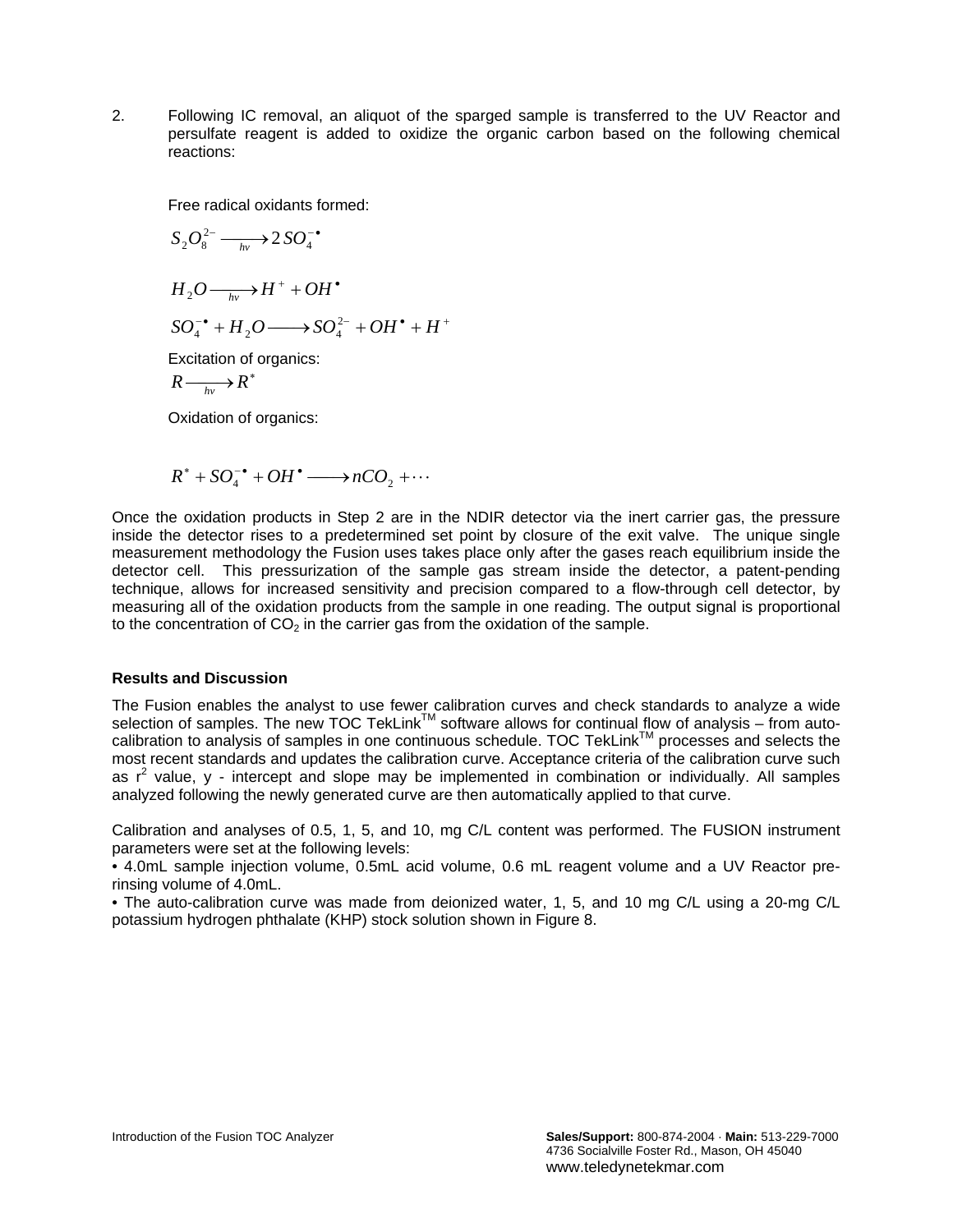2. Following IC removal, an aliquot of the sparged sample is transferred to the UV Reactor and persulfate reagent is added to oxidize the organic carbon based on the following chemical reactions:

Free radical oxidants formed:

$$S_2O_8^{2-} \xrightarrow[hv]{} 2\,SO_4^{-\bullet}$$

$$H_2O \xrightarrow[hv]{} H^+ + OH^\bullet$$

$$SO_4^{-\bullet} + H_2O \longrightarrow SO_4^{2-} + OH^\bullet + H^+$$

Excitation of organics:

$$R \xrightarrow[hv]{} R^*$$

Oxidation of organics:

$$R^* + SO_4^{-\bullet} + OH^\bullet \longrightarrow nCO_2 + \cdots$$

Once the oxidation products in Step 2 are in the NDIR detector via the inert carrier gas, the pressure inside the detector rises to a predetermined set point by closure of the exit valve. The unique single measurement methodology the Fusion uses takes place only after the gases reach equilibrium inside the detector cell. This pressurization of the sample gas stream inside the detector, a patent-pending technique, allows for increased sensitivity and precision compared to a flow-through cell detector, by measuring all of the oxidation products from the sample in one reading. The output signal is proportional to the concentration of $CO_2$ in the carrier gas from the oxidation of the sample.

**Results and Discussion**

The Fusion enables the analyst to use fewer calibration curves and check standards to analyze a wide selection of samples. The new TOC TekLink™ software allows for continual flow of analysis – from auto-calibration to analysis of samples in one continuous schedule. TOC TekLink™ processes and selects the most recent standards and updates the calibration curve. Acceptance criteria of the calibration curve such as $r^2$ value, y - intercept and slope may be implemented in combination or individually. All samples analyzed following the newly generated curve are then automatically applied to that curve.

Calibration and analyses of 0.5, 1, 5, and 10, mg C/L content was performed. The FUSION instrument parameters were set at the following levels:

- 4.0mL sample injection volume, 0.5mL acid volume, 0.6 mL reagent volume and a UV Reactor pre-rinsing volume of 4.0mL.
- The auto-calibration curve was made from deionized water, 1, 5, and 10 mg C/L using a 20-mg C/L potassium hydrogen phthalate (KHP) stock solution shown in Figure 8.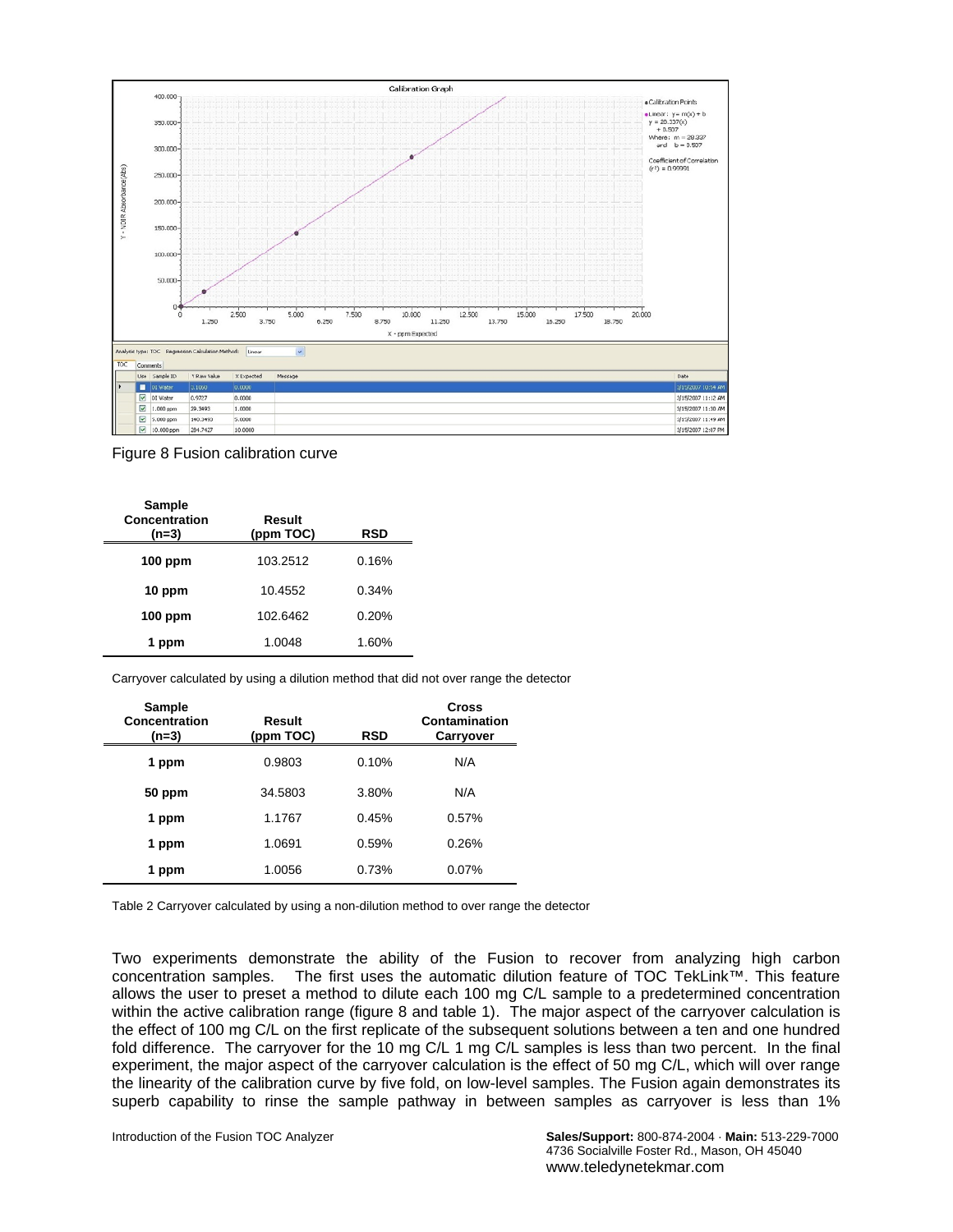Figure 8 Fusion calibration curve

| Sample Concentration (n=3) | Result (ppm TOC) | RSD |
|---|---|---|
| **100 ppm** | 103.2512 | 0.16% |
| **10 ppm** | 10.4552 | 0.34% |
| **100 ppm** | 102.6462 | 0.20% |
| **1 ppm** | 1.0048 | 1.60% |

Carryover calculated by using a dilution method that did not over range the detector

| Sample Concentration (n=3) | Result (ppm TOC) | RSD | Cross Contamination Carryover |
|---|---|---|---|
| **1 ppm** | 0.9803 | 0.10% | N/A |
| **50 ppm** | 34.5803 | 3.80% | N/A |
| **1 ppm** | 1.1767 | 0.45% | 0.57% |
| **1 ppm** | 1.0691 | 0.59% | 0.26% |
| **1 ppm** | 1.0056 | 0.73% | 0.07% |

Table 2 Carryover calculated by using a non-dilution method to over range the detector

Two experiments demonstrate the ability of the Fusion to recover from analyzing high carbon concentration samples. The first uses the automatic dilution feature of TOC TekLink™. This feature allows the user to preset a method to dilute each 100 mg C/L sample to a predetermined concentration within the active calibration range (figure 8 and table 1). The major aspect of the carryover calculation is the effect of 100 mg C/L on the first replicate of the subsequent solutions between a ten and one hundred fold difference. The carryover for the 10 mg C/L 1 mg C/L samples is less than two percent. In the final experiment, the major aspect of the carryover calculation is the effect of 50 mg C/L, which will over range the linearity of the calibration curve by five fold, on low-level samples. The Fusion again demonstrates its superb capability to rinse the sample pathway in between samples as carryover is less than 1%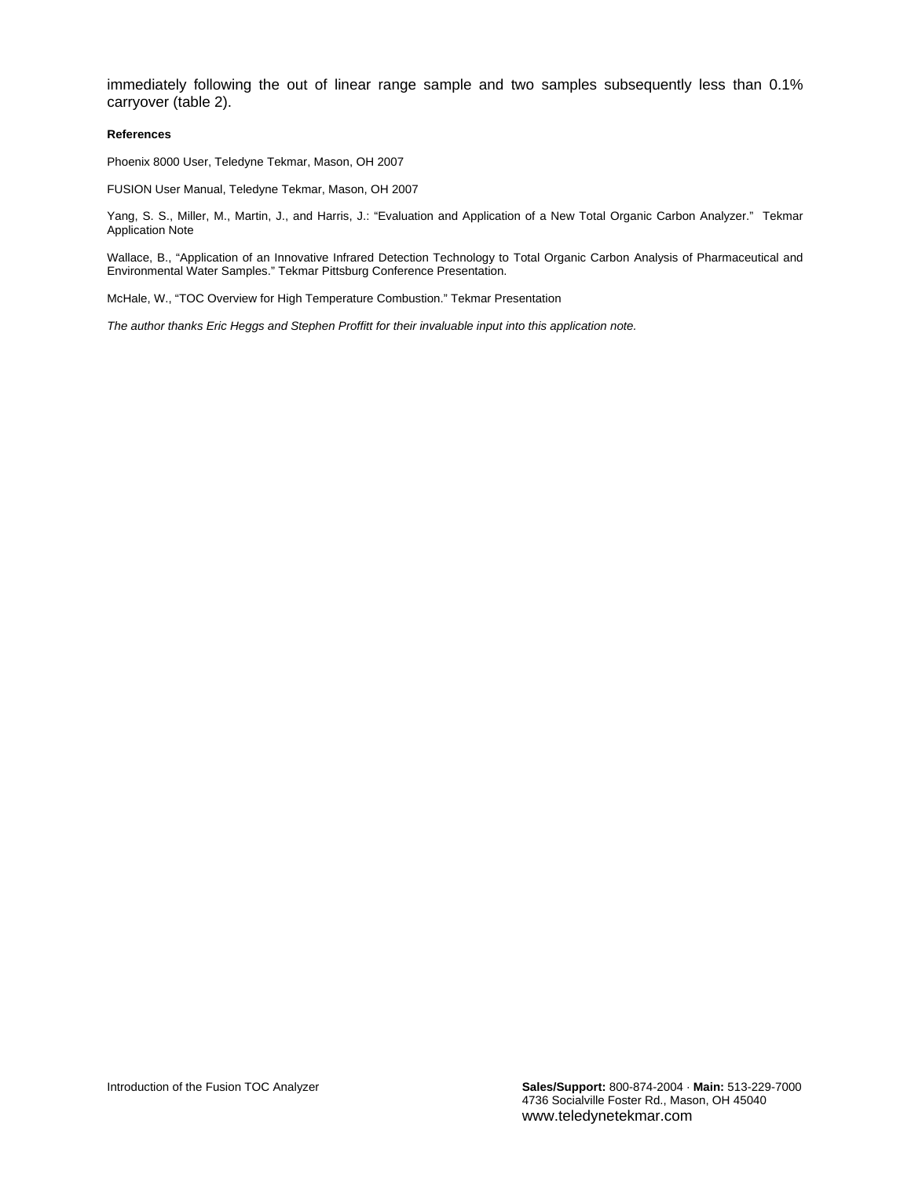immediately following the out of linear range sample and two samples subsequently less than 0.1% carryover (table 2).

**References**

Phoenix 8000 User, Teledyne Tekmar, Mason, OH 2007

FUSION User Manual, Teledyne Tekmar, Mason, OH 2007

Yang, S. S., Miller, M., Martin, J., and Harris, J.: "Evaluation and Application of a New Total Organic Carbon Analyzer." Tekmar Application Note

Wallace, B., "Application of an Innovative Infrared Detection Technology to Total Organic Carbon Analysis of Pharmaceutical and Environmental Water Samples." Tekmar Pittsburg Conference Presentation.

McHale, W., "TOC Overview for High Temperature Combustion." Tekmar Presentation

*The author thanks Eric Heggs and Stephen Proffitt for their invaluable input into this application note.*